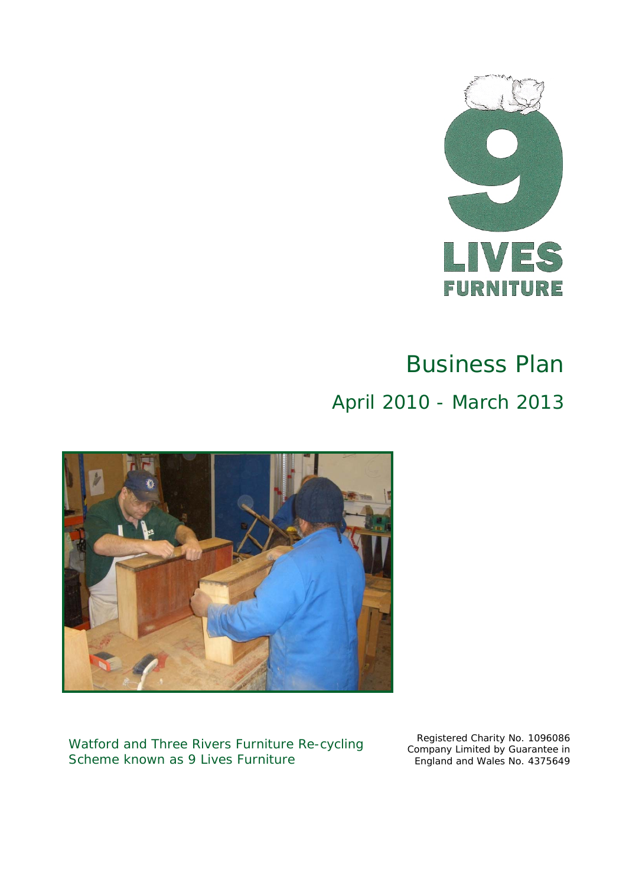9 LIVES FURNITURE

# Business Plan

## April 2010 - March 2013

Watford and Three Rivers Furniture Re-cycling Scheme known as 9 Lives Furniture

Registered Charity No. 1096086
Company Limited by Guarantee in England and Wales No. 4375649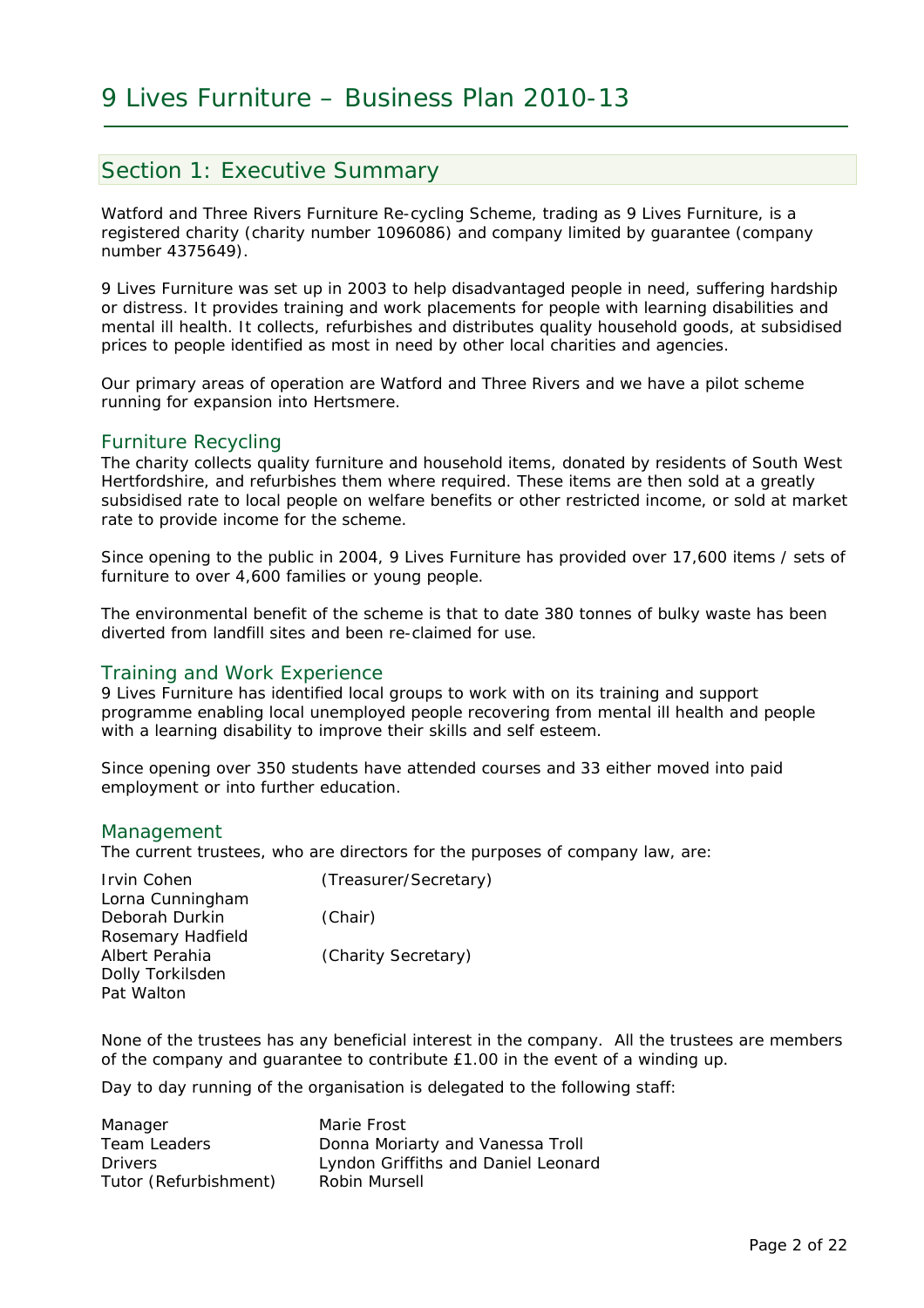# 9 Lives Furniture – Business Plan 2010-13

## Section 1: Executive Summary

Watford and Three Rivers Furniture Re-cycling Scheme, trading as 9 Lives Furniture, is a registered charity (charity number 1096086) and company limited by guarantee (company number 4375649).

9 Lives Furniture was set up in 2003 to help disadvantaged people in need, suffering hardship or distress. It provides training and work placements for people with learning disabilities and mental ill health. It collects, refurbishes and distributes quality household goods, at subsidised prices to people identified as most in need by other local charities and agencies.

Our primary areas of operation are Watford and Three Rivers and we have a pilot scheme running for expansion into Hertsmere.

### Furniture Recycling

The charity collects quality furniture and household items, donated by residents of South West Hertfordshire, and refurbishes them where required. These items are then sold at a greatly subsidised rate to local people on welfare benefits or other restricted income, or sold at market rate to provide income for the scheme.

Since opening to the public in 2004, 9 Lives Furniture has provided over 17,600 items / sets of furniture to over 4,600 families or young people.

The environmental benefit of the scheme is that to date 380 tonnes of bulky waste has been diverted from landfill sites and been re-claimed for use.

### Training and Work Experience

9 Lives Furniture has identified local groups to work with on its training and support programme enabling local unemployed people recovering from mental ill health and people with a learning disability to improve their skills and self esteem.

Since opening over 350 students have attended courses and 33 either moved into paid employment or into further education.

### Management

The current trustees, who are directors for the purposes of company law, are:

| | |
|---|---|
| Irvin Cohen | (Treasurer/Secretary) |
| Lorna Cunningham | |
| Deborah Durkin | (Chair) |
| Rosemary Hadfield | |
| Albert Perahia | (Charity Secretary) |
| Dolly Torkilsden | |
| Pat Walton | |

None of the trustees has any beneficial interest in the company. All the trustees are members of the company and guarantee to contribute £1.00 in the event of a winding up.

Day to day running of the organisation is delegated to the following staff:

| | |
|---|---|
| Manager | Marie Frost |
| Team Leaders | Donna Moriarty and Vanessa Troll |
| Drivers | Lyndon Griffiths and Daniel Leonard |
| Tutor (Refurbishment) | Robin Mursell |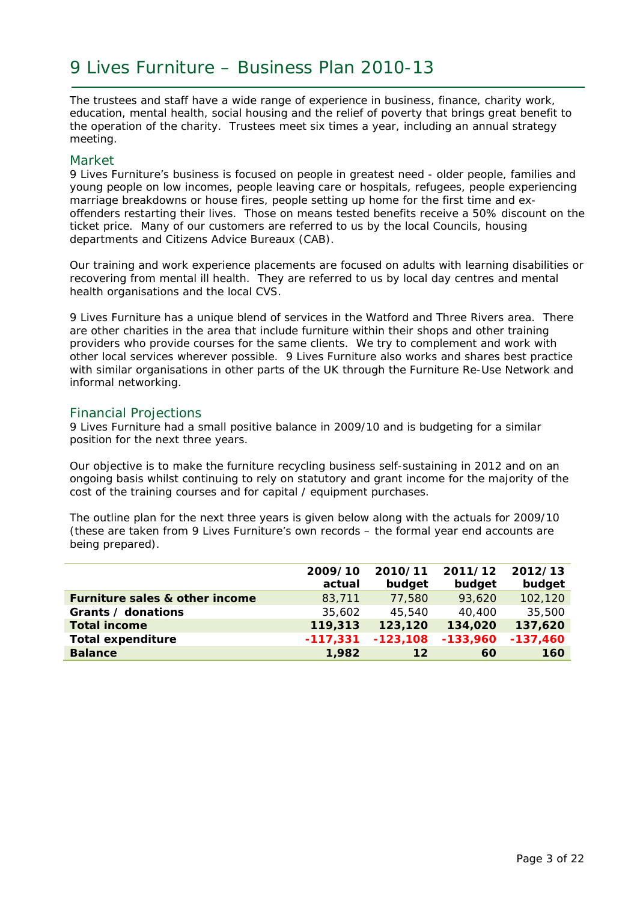# 9 Lives Furniture – Business Plan 2010-13

The trustees and staff have a wide range of experience in business, finance, charity work, education, mental health, social housing and the relief of poverty that brings great benefit to the operation of the charity. Trustees meet six times a year, including an annual strategy meeting.

## Market

9 Lives Furniture's business is focused on people in greatest need - older people, families and young people on low incomes, people leaving care or hospitals, refugees, people experiencing marriage breakdowns or house fires, people setting up home for the first time and ex-offenders restarting their lives. Those on means tested benefits receive a 50% discount on the ticket price. Many of our customers are referred to us by the local Councils, housing departments and Citizens Advice Bureaux (CAB).

Our training and work experience placements are focused on adults with learning disabilities or recovering from mental ill health. They are referred to us by local day centres and mental health organisations and the local CVS.

9 Lives Furniture has a unique blend of services in the Watford and Three Rivers area. There are other charities in the area that include furniture within their shops and other training providers who provide courses for the same clients. We try to complement and work with other local services wherever possible. 9 Lives Furniture also works and shares best practice with similar organisations in other parts of the UK through the Furniture Re-Use Network and informal networking.

## Financial Projections

9 Lives Furniture had a small positive balance in 2009/10 and is budgeting for a similar position for the next three years.

Our objective is to make the furniture recycling business self-sustaining in 2012 and on an ongoing basis whilst continuing to rely on statutory and grant income for the majority of the cost of the training courses and for capital / equipment purchases.

The outline plan for the next three years is given below along with the actuals for 2009/10 (these are taken from 9 Lives Furniture's own records – the formal year end accounts are being prepared).

| | 2009/10 actual | 2010/11 budget | 2011/12 budget | 2012/13 budget |
|---|---|---|---|---|
| **Furniture sales & other income** | 83,711 | 77,580 | 93,620 | 102,120 |
| **Grants / donations** | 35,602 | 45,540 | 40,400 | 35,500 |
| **Total income** | **119,313** | **123,120** | **134,020** | **137,620** |
| **Total expenditure** | **-117,331** | **-123,108** | **-133,960** | **-137,460** |
| **Balance** | **1,982** | **12** | **60** | **160** |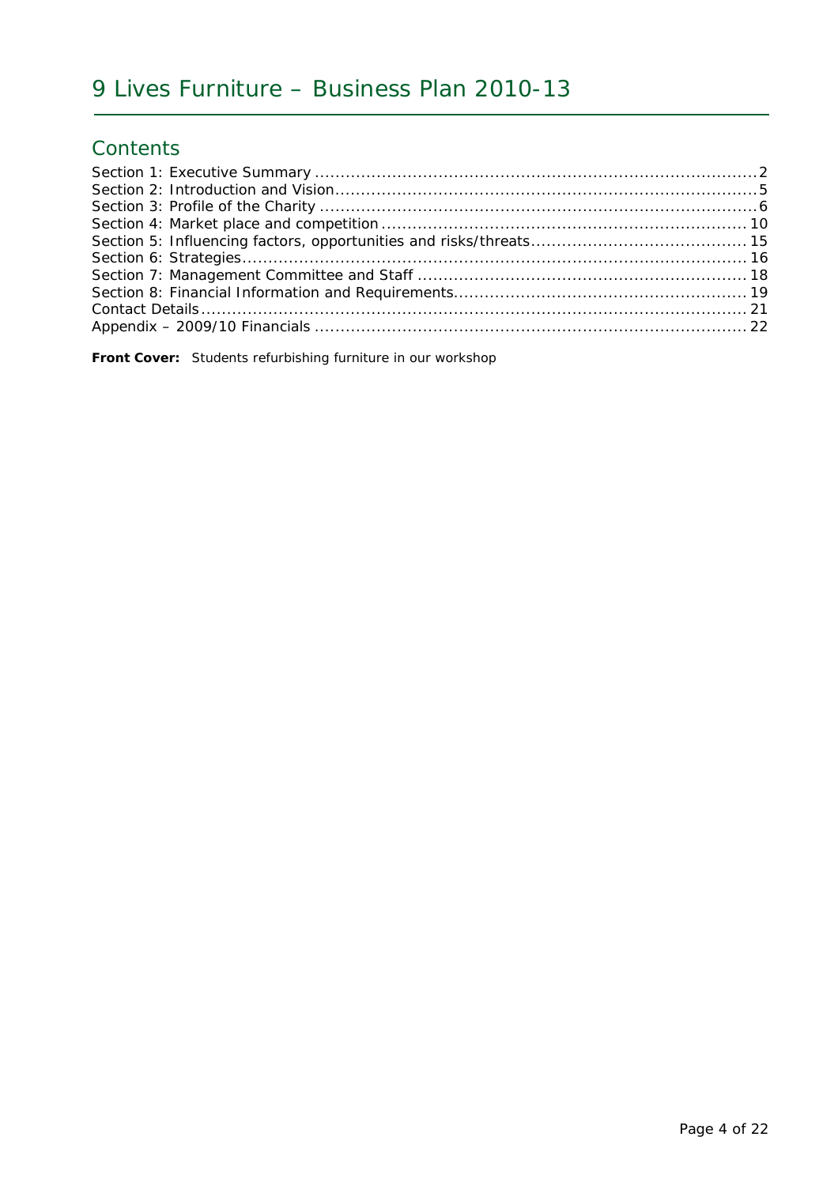# 9 Lives Furniture – Business Plan 2010-13

## Contents

Section 1: Executive Summary ..... 2
Section 2: Introduction and Vision ..... 5
Section 3: Profile of the Charity ..... 6
Section 4: Market place and competition ..... 10
Section 5: Influencing factors, opportunities and risks/threats ..... 15
Section 6: Strategies ..... 16
Section 7: Management Committee and Staff ..... 18
Section 8: Financial Information and Requirements ..... 19
Contact Details ..... 21
Appendix – 2009/10 Financials ..... 22

**Front Cover:** Students refurbishing furniture in our workshop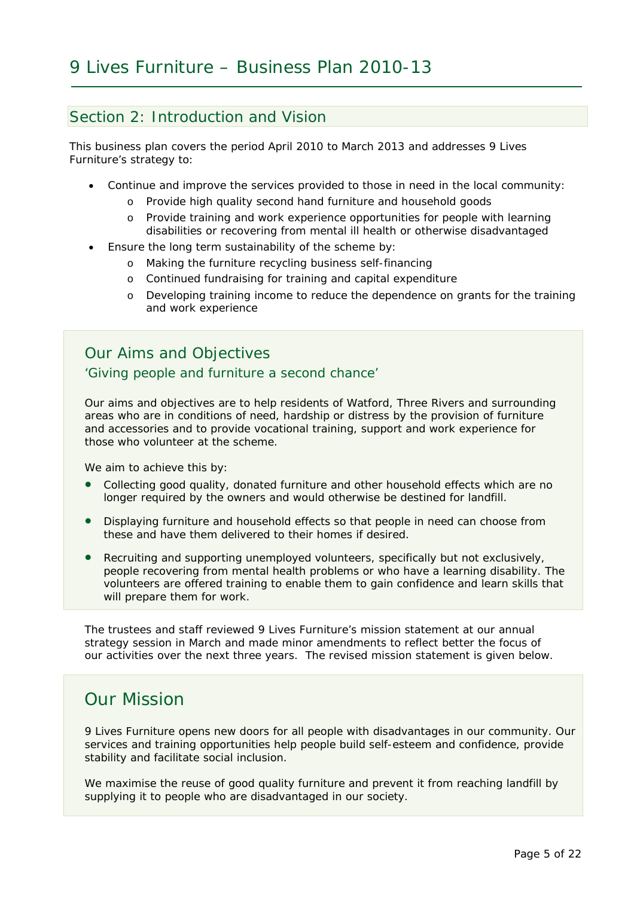## Section 2: Introduction and Vision

This business plan covers the period April 2010 to March 2013 and addresses 9 Lives Furniture's strategy to:

- Continue and improve the services provided to those in need in the local community:
  - Provide high quality second hand furniture and household goods
  - Provide training and work experience opportunities for people with learning disabilities or recovering from mental ill health or otherwise disadvantaged
- Ensure the long term sustainability of the scheme by:
  - Making the furniture recycling business self-financing
  - Continued fundraising for training and capital expenditure
  - Developing training income to reduce the dependence on grants for the training and work experience

### Our Aims and Objectives

#### 'Giving people and furniture a second chance'

Our aims and objectives are to help residents of Watford, Three Rivers and surrounding areas who are in conditions of need, hardship or distress by the provision of furniture and accessories and to provide vocational training, support and work experience for those who volunteer at the scheme.

We aim to achieve this by:

- Collecting good quality, donated furniture and other household effects which are no longer required by the owners and would otherwise be destined for landfill.
- Displaying furniture and household effects so that people in need can choose from these and have them delivered to their homes if desired.
- Recruiting and supporting unemployed volunteers, specifically but not exclusively, people recovering from mental health problems or who have a learning disability. The volunteers are offered training to enable them to gain confidence and learn skills that will prepare them for work.

The trustees and staff reviewed 9 Lives Furniture's mission statement at our annual strategy session in March and made minor amendments to reflect better the focus of our activities over the next three years. The revised mission statement is given below.

### Our Mission

9 Lives Furniture opens new doors for all people with disadvantages in our community. Our services and training opportunities help people build self-esteem and confidence, provide stability and facilitate social inclusion.

We maximise the reuse of good quality furniture and prevent it from reaching landfill by supplying it to people who are disadvantaged in our society.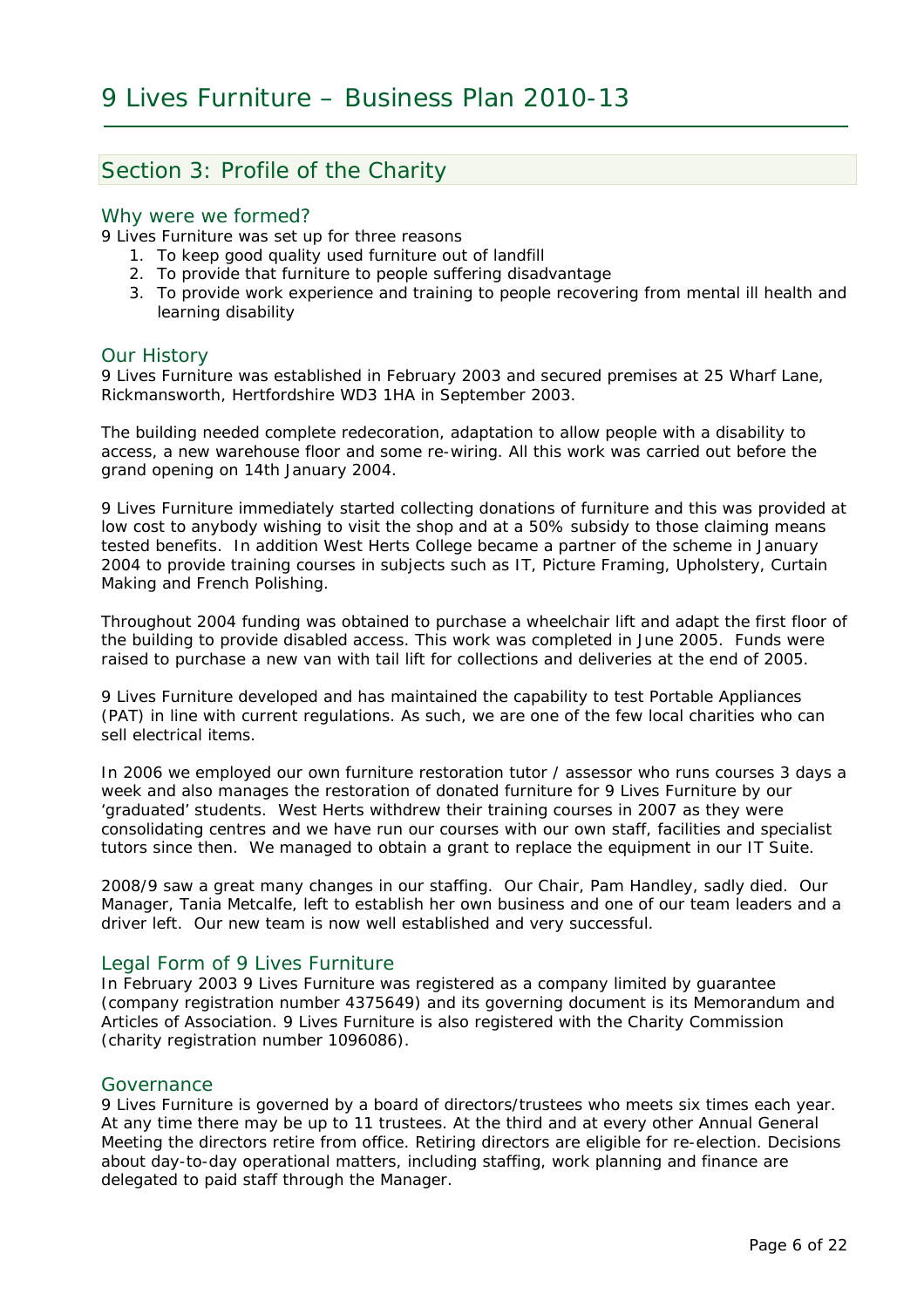# 9 Lives Furniture – Business Plan 2010-13

## Section 3: Profile of the Charity

### Why were we formed?

9 Lives Furniture was set up for three reasons

1. To keep good quality used furniture out of landfill
2. To provide that furniture to people suffering disadvantage
3. To provide work experience and training to people recovering from mental ill health and learning disability

### Our History

9 Lives Furniture was established in February 2003 and secured premises at 25 Wharf Lane, Rickmansworth, Hertfordshire WD3 1HA in September 2003.

The building needed complete redecoration, adaptation to allow people with a disability to access, a new warehouse floor and some re-wiring. All this work was carried out before the grand opening on 14th January 2004.

9 Lives Furniture immediately started collecting donations of furniture and this was provided at low cost to anybody wishing to visit the shop and at a 50% subsidy to those claiming means tested benefits. In addition West Herts College became a partner of the scheme in January 2004 to provide training courses in subjects such as IT, Picture Framing, Upholstery, Curtain Making and French Polishing.

Throughout 2004 funding was obtained to purchase a wheelchair lift and adapt the first floor of the building to provide disabled access. This work was completed in June 2005. Funds were raised to purchase a new van with tail lift for collections and deliveries at the end of 2005.

9 Lives Furniture developed and has maintained the capability to test Portable Appliances (PAT) in line with current regulations. As such, we are one of the few local charities who can sell electrical items.

In 2006 we employed our own furniture restoration tutor / assessor who runs courses 3 days a week and also manages the restoration of donated furniture for 9 Lives Furniture by our 'graduated' students. West Herts withdrew their training courses in 2007 as they were consolidating centres and we have run our courses with our own staff, facilities and specialist tutors since then. We managed to obtain a grant to replace the equipment in our IT Suite.

2008/9 saw a great many changes in our staffing. Our Chair, Pam Handley, sadly died. Our Manager, Tania Metcalfe, left to establish her own business and one of our team leaders and a driver left. Our new team is now well established and very successful.

### Legal Form of 9 Lives Furniture

In February 2003 9 Lives Furniture was registered as a company limited by guarantee (company registration number 4375649) and its governing document is its Memorandum and Articles of Association. 9 Lives Furniture is also registered with the Charity Commission (charity registration number 1096086).

### Governance

9 Lives Furniture is governed by a board of directors/trustees who meets six times each year. At any time there may be up to 11 trustees. At the third and at every other Annual General Meeting the directors retire from office. Retiring directors are eligible for re-election. Decisions about day-to-day operational matters, including staffing, work planning and finance are delegated to paid staff through the Manager.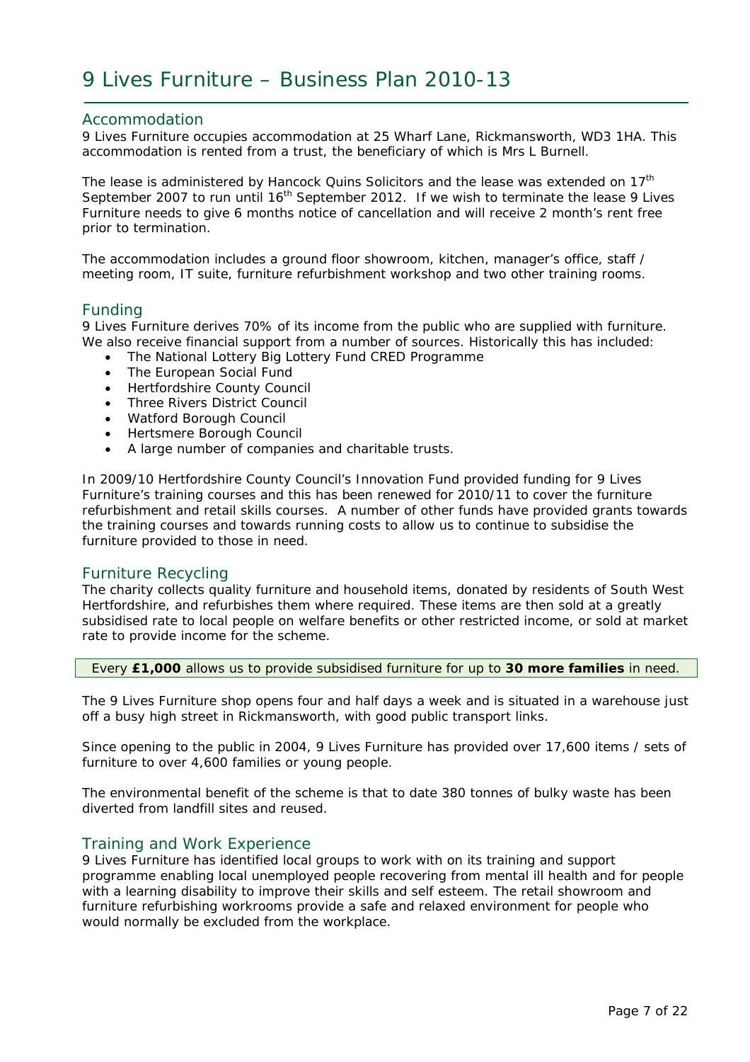## Accommodation

9 Lives Furniture occupies accommodation at 25 Wharf Lane, Rickmansworth, WD3 1HA. This accommodation is rented from a trust, the beneficiary of which is Mrs L Burnell.

The lease is administered by Hancock Quins Solicitors and the lease was extended on 17th September 2007 to run until 16th September 2012. If we wish to terminate the lease 9 Lives Furniture needs to give 6 months notice of cancellation and will receive 2 month's rent free prior to termination.

The accommodation includes a ground floor showroom, kitchen, manager's office, staff / meeting room, IT suite, furniture refurbishment workshop and two other training rooms.

## Funding

9 Lives Furniture derives 70% of its income from the public who are supplied with furniture. We also receive financial support from a number of sources. Historically this has included:

- The National Lottery Big Lottery Fund CRED Programme
- The European Social Fund
- Hertfordshire County Council
- Three Rivers District Council
- Watford Borough Council
- Hertsmere Borough Council
- A large number of companies and charitable trusts.

In 2009/10 Hertfordshire County Council's Innovation Fund provided funding for 9 Lives Furniture's training courses and this has been renewed for 2010/11 to cover the furniture refurbishment and retail skills courses. A number of other funds have provided grants towards the training courses and towards running costs to allow us to continue to subsidise the furniture provided to those in need.

## Furniture Recycling

The charity collects quality furniture and household items, donated by residents of South West Hertfordshire, and refurbishes them where required. These items are then sold at a greatly subsidised rate to local people on welfare benefits or other restricted income, or sold at market rate to provide income for the scheme.

Every **£1,000** allows us to provide subsidised furniture for up to **30 more families** in need.

The 9 Lives Furniture shop opens four and half days a week and is situated in a warehouse just off a busy high street in Rickmansworth, with good public transport links.

Since opening to the public in 2004, 9 Lives Furniture has provided over 17,600 items / sets of furniture to over 4,600 families or young people.

The environmental benefit of the scheme is that to date 380 tonnes of bulky waste has been diverted from landfill sites and reused.

## Training and Work Experience

9 Lives Furniture has identified local groups to work with on its training and support programme enabling local unemployed people recovering from mental ill health and for people with a learning disability to improve their skills and self esteem. The retail showroom and furniture refurbishing workrooms provide a safe and relaxed environment for people who would normally be excluded from the workplace.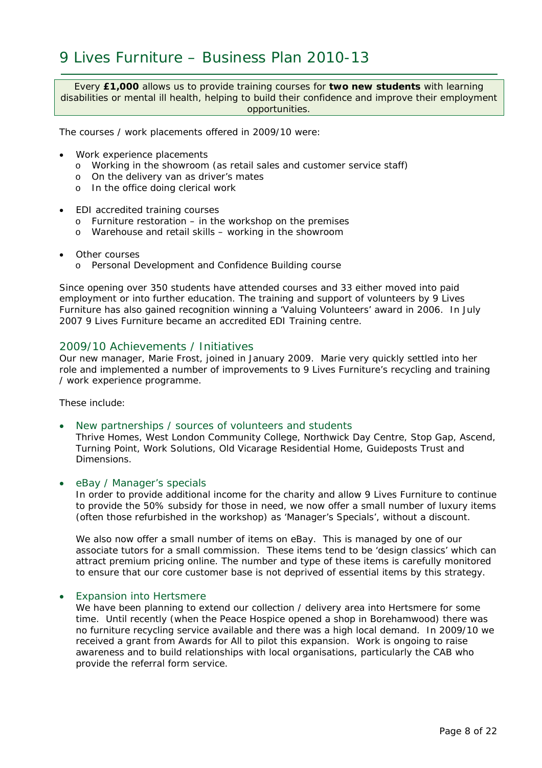# 9 Lives Furniture – Business Plan 2010-13

> Every **£1,000** allows us to provide training courses for **two new students** with learning disabilities or mental ill health, helping to build their confidence and improve their employment opportunities.

The courses / work placements offered in 2009/10 were:

- Work experience placements
  - Working in the showroom (as retail sales and customer service staff)
  - On the delivery van as driver's mates
  - In the office doing clerical work
- EDI accredited training courses
  - Furniture restoration – in the workshop on the premises
  - Warehouse and retail skills – working in the showroom
- Other courses
  - Personal Development and Confidence Building course

Since opening over 350 students have attended courses and 33 either moved into paid employment or into further education. The training and support of volunteers by 9 Lives Furniture has also gained recognition winning a 'Valuing Volunteers' award in 2006. In July 2007 9 Lives Furniture became an accredited EDI Training centre.

## 2009/10 Achievements / Initiatives

Our new manager, Marie Frost, joined in January 2009. Marie very quickly settled into her role and implemented a number of improvements to 9 Lives Furniture's recycling and training / work experience programme.

These include:

- **New partnerships / sources of volunteers and students**

  Thrive Homes, West London Community College, Northwick Day Centre, Stop Gap, Ascend, Turning Point, Work Solutions, Old Vicarage Residential Home, Guideposts Trust and Dimensions.

- **eBay / Manager's specials**

  In order to provide additional income for the charity and allow 9 Lives Furniture to continue to provide the 50% subsidy for those in need, we now offer a small number of luxury items (often those refurbished in the workshop) as 'Manager's Specials', without a discount.

  We also now offer a small number of items on eBay. This is managed by one of our associate tutors for a small commission. These items tend to be 'design classics' which can attract premium pricing online. The number and type of these items is carefully monitored to ensure that our core customer base is not deprived of essential items by this strategy.

- **Expansion into Hertsmere**

  We have been planning to extend our collection / delivery area into Hertsmere for some time. Until recently (when the Peace Hospice opened a shop in Borehamwood) there was no furniture recycling service available and there was a high local demand. In 2009/10 we received a grant from Awards for All to pilot this expansion. Work is ongoing to raise awareness and to build relationships with local organisations, particularly the CAB who provide the referral form service.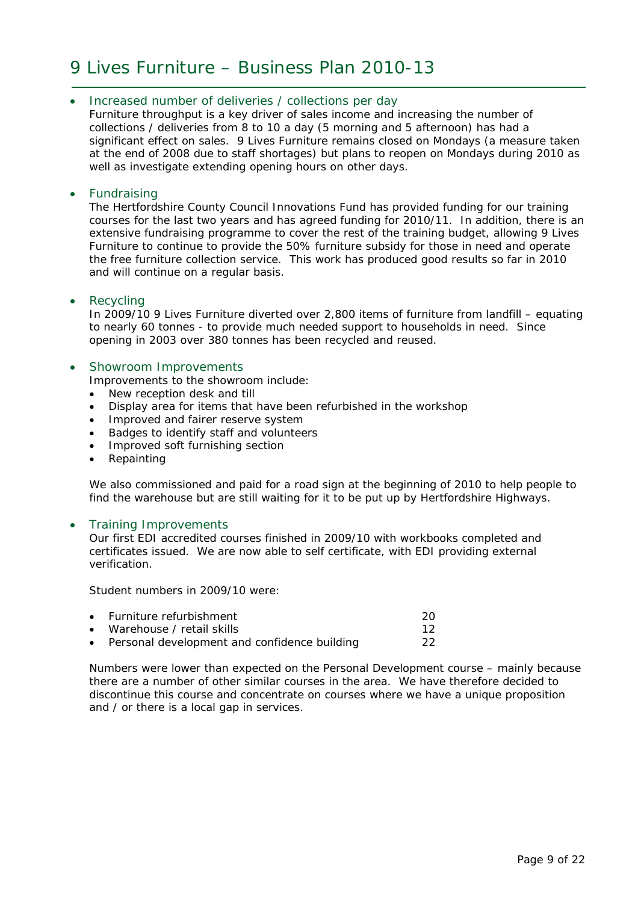- Increased number of deliveries / collections per day

  Furniture throughput is a key driver of sales income and increasing the number of collections / deliveries from 8 to 10 a day (5 morning and 5 afternoon) has had a significant effect on sales. 9 Lives Furniture remains closed on Mondays (a measure taken at the end of 2008 due to staff shortages) but plans to reopen on Mondays during 2010 as well as investigate extending opening hours on other days.

- Fundraising

  The Hertfordshire County Council Innovations Fund has provided funding for our training courses for the last two years and has agreed funding for 2010/11. In addition, there is an extensive fundraising programme to cover the rest of the training budget, allowing 9 Lives Furniture to continue to provide the 50% furniture subsidy for those in need and operate the free furniture collection service. This work has produced good results so far in 2010 and will continue on a regular basis.

- Recycling

  In 2009/10 9 Lives Furniture diverted over 2,800 items of furniture from landfill – equating to nearly 60 tonnes - to provide much needed support to households in need. Since opening in 2003 over 380 tonnes has been recycled and reused.

- Showroom Improvements

  Improvements to the showroom include:

  - New reception desk and till
  - Display area for items that have been refurbished in the workshop
  - Improved and fairer reserve system
  - Badges to identify staff and volunteers
  - Improved soft furnishing section
  - Repainting

  We also commissioned and paid for a road sign at the beginning of 2010 to help people to find the warehouse but are still waiting for it to be put up by Hertfordshire Highways.

- Training Improvements

  Our first EDI accredited courses finished in 2009/10 with workbooks completed and certificates issued. We are now able to self certificate, with EDI providing external verification.

  Student numbers in 2009/10 were:

  | Course | Students |
  |---|---|
  | Furniture refurbishment | 20 |
  | Warehouse / retail skills | 12 |
  | Personal development and confidence building | 22 |

  Numbers were lower than expected on the Personal Development course – mainly because there are a number of other similar courses in the area. We have therefore decided to discontinue this course and concentrate on courses where we have a unique proposition and / or there is a local gap in services.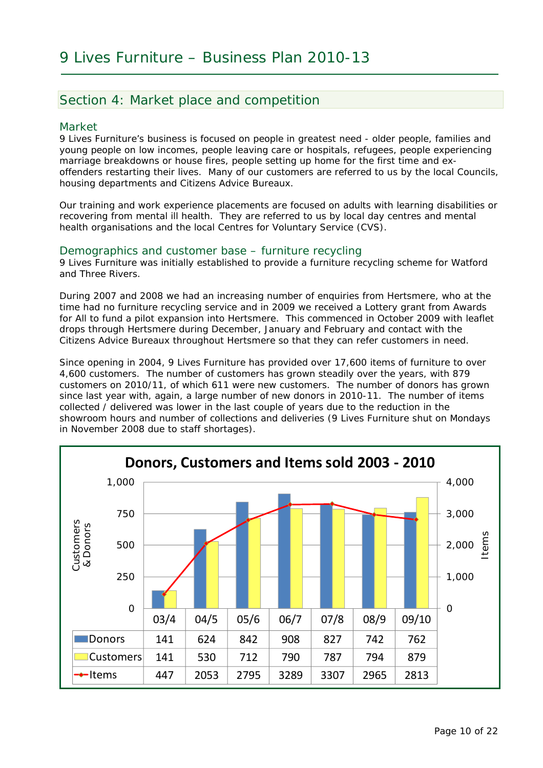## Section 4: Market place and competition

### Market

9 Lives Furniture's business is focused on people in greatest need - older people, families and young people on low incomes, people leaving care or hospitals, refugees, people experiencing marriage breakdowns or house fires, people setting up home for the first time and ex-offenders restarting their lives. Many of our customers are referred to us by the local Councils, housing departments and Citizens Advice Bureaux.

Our training and work experience placements are focused on adults with learning disabilities or recovering from mental ill health. They are referred to us by local day centres and mental health organisations and the local Centres for Voluntary Service (CVS).

### Demographics and customer base – furniture recycling

9 Lives Furniture was initially established to provide a furniture recycling scheme for Watford and Three Rivers.

During 2007 and 2008 we had an increasing number of enquiries from Hertsmere, who at the time had no furniture recycling service and in 2009 we received a Lottery grant from Awards for All to fund a pilot expansion into Hertsmere. This commenced in October 2009 with leaflet drops through Hertsmere during December, January and February and contact with the Citizens Advice Bureaux throughout Hertsmere so that they can refer customers in need.

Since opening in 2004, 9 Lives Furniture has provided over 17,600 items of furniture to over 4,600 customers. The number of customers has grown steadily over the years, with 879 customers on 2010/11, of which 611 were new customers. The number of donors has grown since last year with, again, a large number of new donors in 2010-11. The number of items collected / delivered was lower in the last couple of years due to the reduction in the showroom hours and number of collections and deliveries (9 Lives Furniture shut on Mondays in November 2008 due to staff shortages).

**Donors, Customers and Items sold 2003 - 2010**

| | 03/4 | 04/5 | 05/6 | 06/7 | 07/8 | 08/9 | 09/10 |
|---|---|---|---|---|---|---|---|
| Donors | 141 | 624 | 842 | 908 | 827 | 742 | 762 |
| Customers | 141 | 530 | 712 | 790 | 787 | 794 | 879 |
| Items | 447 | 2053 | 2795 | 3289 | 3307 | 2965 | 2813 |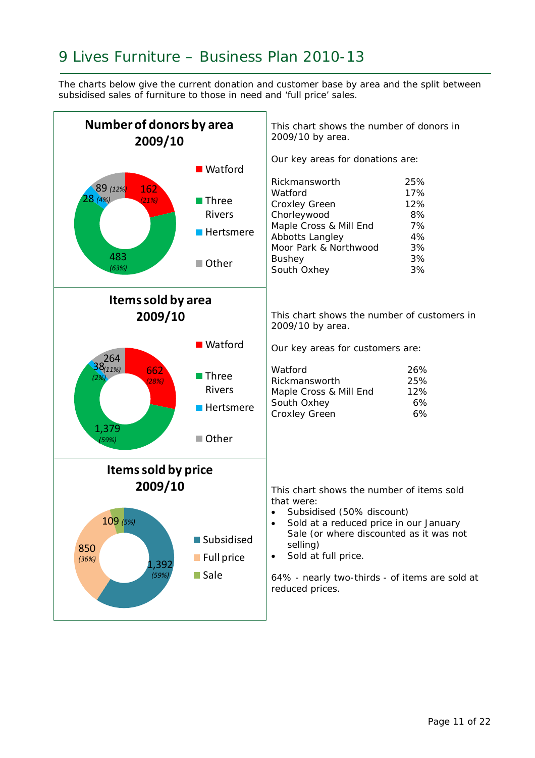# 9 Lives Furniture – Business Plan 2010-13

The charts below give the current donation and customer base by area and the split between subsidised sales of furniture to those in need and 'full price' sales.

**Number of donors by area 2009/10**

| Area | Donors | % |
|---|---|---|
| Watford | 162 | 21% |
| Three Rivers | 483 | 63% |
| Hertsmere | 28 | 4% |
| Other | 89 | 12% |

This chart shows the number of donors in 2009/10 by area.

Our key areas for donations are:

| | |
|---|---|
| Rickmansworth | 25% |
| Watford | 17% |
| Croxley Green | 12% |
| Chorleywood | 8% |
| Maple Cross & Mill End | 7% |
| Abbotts Langley | 4% |
| Moor Park & Northwood | 3% |
| Bushey | 3% |
| South Oxhey | 3% |

**Items sold by area 2009/10**

| Area | Items | % |
|---|---|---|
| Watford | 662 | 28% |
| Three Rivers | 1,379 | 59% |
| Hertsmere | 38 | 2% |
| Other | 264 | 11% |

This chart shows the number of customers in 2009/10 by area.

Our key areas for customers are:

| | |
|---|---|
| Watford | 26% |
| Rickmansworth | 25% |
| Maple Cross & Mill End | 12% |
| South Oxhey | 6% |
| Croxley Green | 6% |

**Items sold by price 2009/10**

| Price | Items | % |
|---|---|---|
| Subsidised | 1,392 | 59% |
| Full price | 850 | 36% |
| Sale | 109 | 5% |

This chart shows the number of items sold that were:

- Subsidised (50% discount)
- Sold at a reduced price in our January Sale (or where discounted as it was not selling)
- Sold at full price.

64% - nearly two-thirds - of items are sold at reduced prices.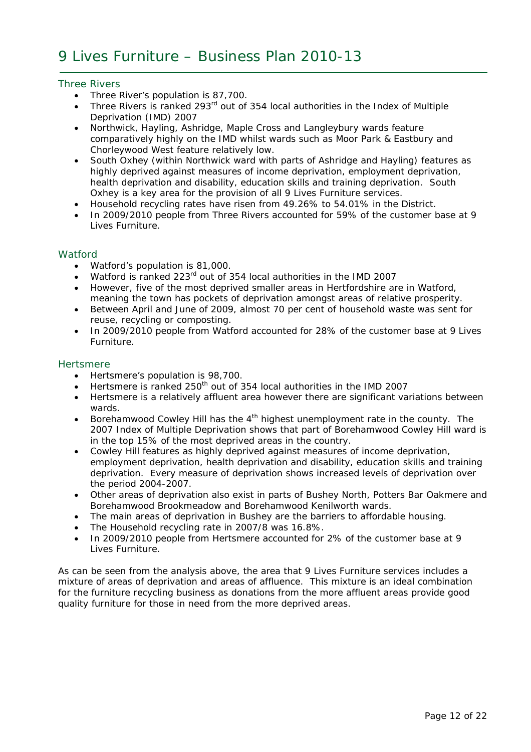## Three Rivers

- Three River's population is 87,700.
- Three Rivers is ranked 293rd out of 354 local authorities in the Index of Multiple Deprivation (IMD) 2007
- Northwick, Hayling, Ashridge, Maple Cross and Langleybury wards feature comparatively highly on the IMD whilst wards such as Moor Park & Eastbury and Chorleywood West feature relatively low.
- South Oxhey (within Northwick ward with parts of Ashridge and Hayling) features as highly deprived against measures of income deprivation, employment deprivation, health deprivation and disability, education skills and training deprivation. South Oxhey is a key area for the provision of all 9 Lives Furniture services.
- Household recycling rates have risen from 49.26% to 54.01% in the District.
- In 2009/2010 people from Three Rivers accounted for 59% of the customer base at 9 Lives Furniture.

## Watford

- Watford's population is 81,000.
- Watford is ranked 223rd out of 354 local authorities in the IMD 2007
- However, five of the most deprived smaller areas in Hertfordshire are in Watford, meaning the town has pockets of deprivation amongst areas of relative prosperity.
- Between April and June of 2009, almost 70 per cent of household waste was sent for reuse, recycling or composting.
- In 2009/2010 people from Watford accounted for 28% of the customer base at 9 Lives Furniture.

## Hertsmere

- Hertsmere's population is 98,700.
- Hertsmere is ranked 250th out of 354 local authorities in the IMD 2007
- Hertsmere is a relatively affluent area however there are significant variations between wards.
- Borehamwood Cowley Hill has the 4th highest unemployment rate in the county. The 2007 Index of Multiple Deprivation shows that part of Borehamwood Cowley Hill ward is in the top 15% of the most deprived areas in the country.
- Cowley Hill features as highly deprived against measures of income deprivation, employment deprivation, health deprivation and disability, education skills and training deprivation. Every measure of deprivation shows increased levels of deprivation over the period 2004-2007.
- Other areas of deprivation also exist in parts of Bushey North, Potters Bar Oakmere and Borehamwood Brookmeadow and Borehamwood Kenilworth wards.
- The main areas of deprivation in Bushey are the barriers to affordable housing.
- The Household recycling rate in 2007/8 was 16.8%.
- In 2009/2010 people from Hertsmere accounted for 2% of the customer base at 9 Lives Furniture.

As can be seen from the analysis above, the area that 9 Lives Furniture services includes a mixture of areas of deprivation and areas of affluence. This mixture is an ideal combination for the furniture recycling business as donations from the more affluent areas provide good quality furniture for those in need from the more deprived areas.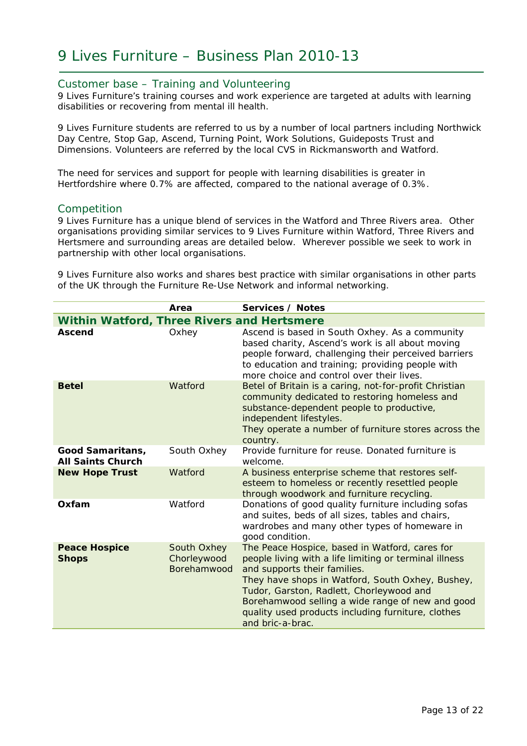## Customer base – Training and Volunteering

9 Lives Furniture's training courses and work experience are targeted at adults with learning disabilities or recovering from mental ill health.

9 Lives Furniture students are referred to us by a number of local partners including Northwick Day Centre, Stop Gap, Ascend, Turning Point, Work Solutions, Guideposts Trust and Dimensions. Volunteers are referred by the local CVS in Rickmansworth and Watford.

The need for services and support for people with learning disabilities is greater in Hertfordshire where 0.7% are affected, compared to the national average of 0.3%.

## Competition

9 Lives Furniture has a unique blend of services in the Watford and Three Rivers area. Other organisations providing similar services to 9 Lives Furniture within Watford, Three Rivers and Hertsmere and surrounding areas are detailed below. Wherever possible we seek to work in partnership with other local organisations.

9 Lives Furniture also works and shares best practice with similar organisations in other parts of the UK through the Furniture Re-Use Network and informal networking.

| | Area | Services / Notes |
|---|---|---|
| **Within Watford, Three Rivers and Hertsmere** | | |
| **Ascend** | Oxhey | Ascend is based in South Oxhey. As a community based charity, Ascend's work is all about moving people forward, challenging their perceived barriers to education and training; providing people with more choice and control over their lives. |
| **Betel** | Watford | Betel of Britain is a caring, not-for-profit Christian community dedicated to restoring homeless and substance-dependent people to productive, independent lifestyles. They operate a number of furniture stores across the country. |
| **Good Samaritans, All Saints Church** | South Oxhey | Provide furniture for reuse. Donated furniture is welcome. |
| **New Hope Trust** | Watford | A business enterprise scheme that restores self-esteem to homeless or recently resettled people through woodwork and furniture recycling. |
| **Oxfam** | Watford | Donations of good quality furniture including sofas and suites, beds of all sizes, tables and chairs, wardrobes and many other types of homeware in good condition. |
| **Peace Hospice Shops** | South Oxhey Chorleywood Borehamwood | The Peace Hospice, based in Watford, cares for people living with a life limiting or terminal illness and supports their families. They have shops in Watford, South Oxhey, Bushey, Tudor, Garston, Radlett, Chorleywood and Borehamwood selling a wide range of new and good quality used products including furniture, clothes and bric-a-brac. |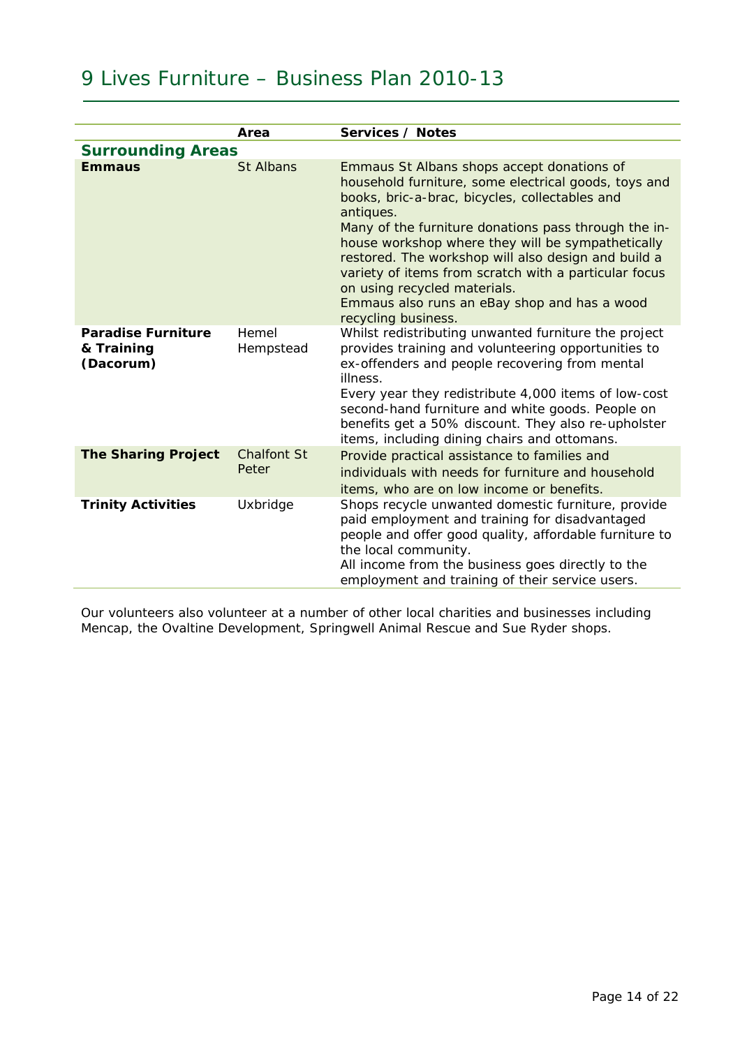| | Area | Services / Notes |
|---|---|---|
| **Surrounding Areas** | | |
| **Emmaus** | St Albans | Emmaus St Albans shops accept donations of household furniture, some electrical goods, toys and books, bric-a-brac, bicycles, collectables and antiques.<br>Many of the furniture donations pass through the in-house workshop where they will be sympathetically restored. The workshop will also design and build a variety of items from scratch with a particular focus on using recycled materials.<br>Emmaus also runs an eBay shop and has a wood recycling business. |
| **Paradise Furniture & Training (Dacorum)** | Hemel Hempstead | Whilst redistributing unwanted furniture the project provides training and volunteering opportunities to ex-offenders and people recovering from mental illness.<br>Every year they redistribute 4,000 items of low-cost second-hand furniture and white goods. People on benefits get a 50% discount. They also re-upholster items, including dining chairs and ottomans. |
| **The Sharing Project** | Chalfont St Peter | Provide practical assistance to families and individuals with needs for furniture and household items, who are on low income or benefits. |
| **Trinity Activities** | Uxbridge | Shops recycle unwanted domestic furniture, provide paid employment and training for disadvantaged people and offer good quality, affordable furniture to the local community.<br>All income from the business goes directly to the employment and training of their service users. |

Our volunteers also volunteer at a number of other local charities and businesses including Mencap, the Ovaltine Development, Springwell Animal Rescue and Sue Ryder shops.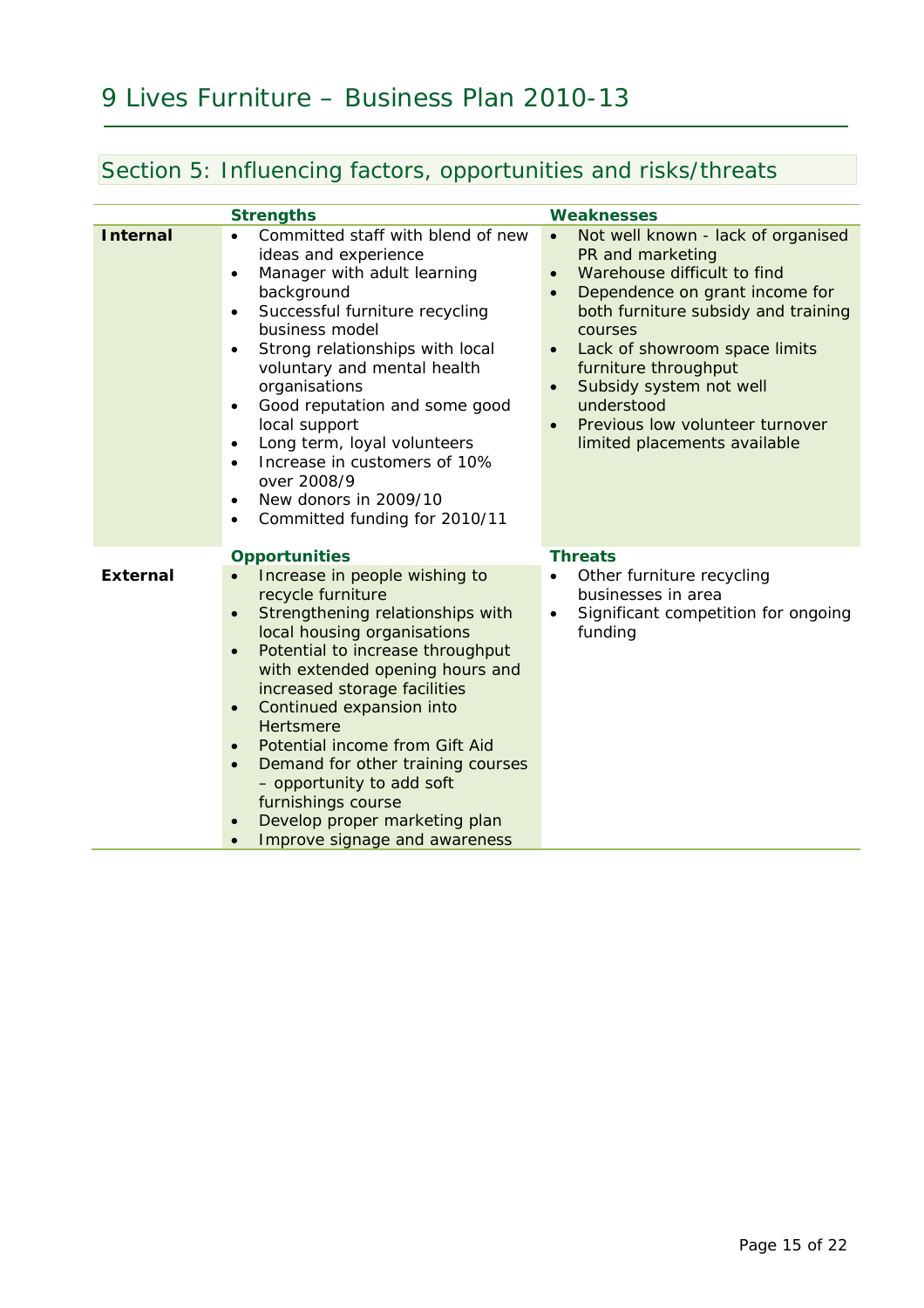## Section 5: Influencing factors, opportunities and risks/threats

| | Strengths | Weaknesses |
|---|---|---|
| **Internal** | • Committed staff with blend of new ideas and experience<br>• Manager with adult learning background<br>• Successful furniture recycling business model<br>• Strong relationships with local voluntary and mental health organisations<br>• Good reputation and some good local support<br>• Long term, loyal volunteers<br>• Increase in customers of 10% over 2008/9<br>• New donors in 2009/10<br>• Committed funding for 2010/11 | • Not well known - lack of organised PR and marketing<br>• Warehouse difficult to find<br>• Dependence on grant income for both furniture subsidy and training courses<br>• Lack of showroom space limits furniture throughput<br>• Subsidy system not well understood<br>• Previous low volunteer turnover limited placements available |
| | **Opportunities** | **Threats** |
| **External** | • Increase in people wishing to recycle furniture<br>• Strengthening relationships with local housing organisations<br>• Potential to increase throughput with extended opening hours and increased storage facilities<br>• Continued expansion into Hertsmere<br>• Potential income from Gift Aid<br>• Demand for other training courses – opportunity to add soft furnishings course<br>• Develop proper marketing plan<br>• Improve signage and awareness | • Other furniture recycling businesses in area<br>• Significant competition for ongoing funding |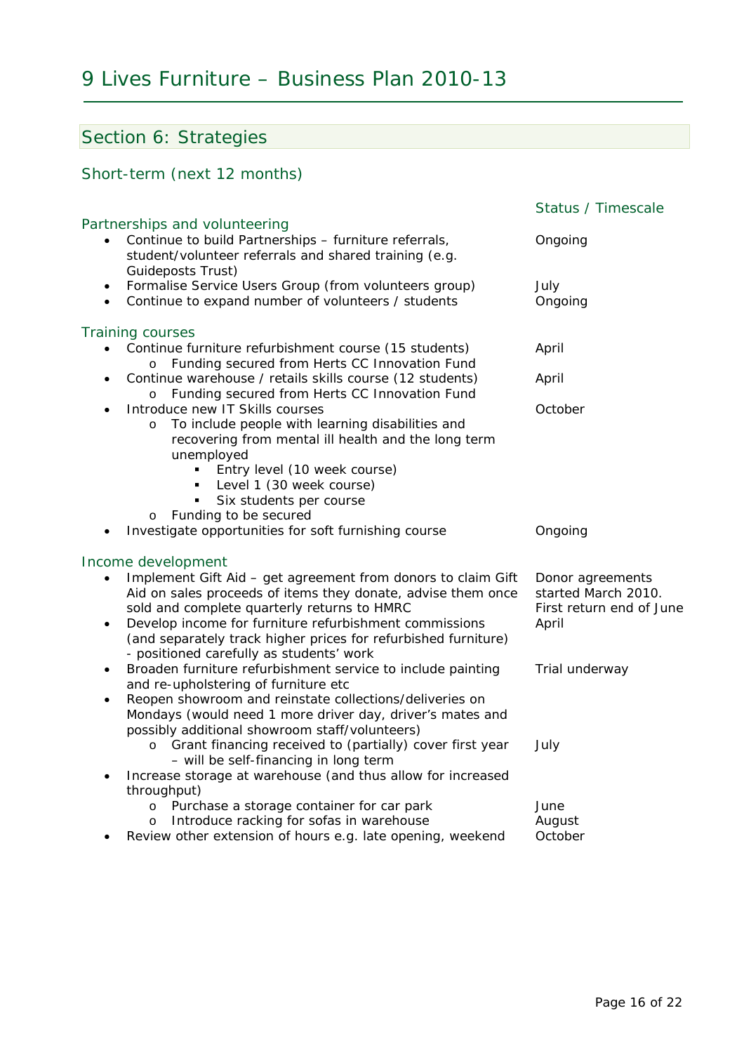## Section 6: Strategies

### Short-term (next 12 months)

| | Status / Timescale |
|---|---|
| **Partnerships and volunteering** | |
| • Continue to build Partnerships – furniture referrals, student/volunteer referrals and shared training (e.g. Guideposts Trust) | Ongoing |
| • Formalise Service Users Group (from volunteers group) | July |
| • Continue to expand number of volunteers / students | Ongoing |
| **Training courses** | |
| • Continue furniture refurbishment course (15 students)<br>  o Funding secured from Herts CC Innovation Fund | April |
| • Continue warehouse / retails skills course (12 students)<br>  o Funding secured from Herts CC Innovation Fund | April |
| • Introduce new IT Skills courses<br>  o To include people with learning disabilities and recovering from mental ill health and the long term unemployed<br>    ▪ Entry level (10 week course)<br>    ▪ Level 1 (30 week course)<br>    ▪ Six students per course<br>  o Funding to be secured | October |
| • Investigate opportunities for soft furnishing course | Ongoing |
| **Income development** | |
| • Implement Gift Aid – get agreement from donors to claim Gift Aid on sales proceeds of items they donate, advise them once sold and complete quarterly returns to HMRC | Donor agreements started March 2010. First return end of June |
| • Develop income for furniture refurbishment commissions (and separately track higher prices for refurbished furniture) - positioned carefully as students' work | April |
| • Broaden furniture refurbishment service to include painting and re-upholstering of furniture etc | Trial underway |
| • Reopen showroom and reinstate collections/deliveries on Mondays (would need 1 more driver day, driver's mates and possibly additional showroom staff/volunteers)<br>  o Grant financing received to (partially) cover first year – will be self-financing in long term | July |
| • Increase storage at warehouse (and thus allow for increased throughput)<br>  o Purchase a storage container for car park<br>  o Introduce racking for sofas in warehouse | June<br>August |
| • Review other extension of hours e.g. late opening, weekend | October |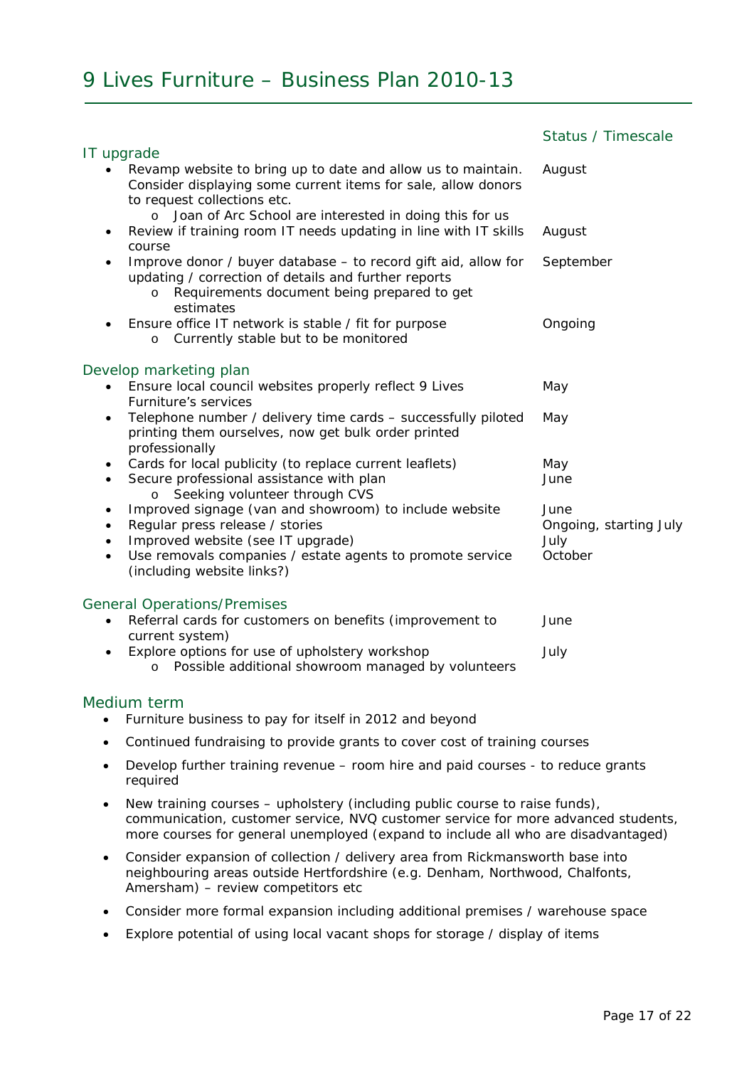# 9 Lives Furniture – Business Plan 2010-13

| | Status / Timescale |
|---|---|
| **IT upgrade** | |
| • Revamp website to bring up to date and allow us to maintain. Consider displaying some current items for sale, allow donors to request collections etc.<br>o Joan of Arc School are interested in doing this for us | August |
| • Review if training room IT needs updating in line with IT skills course | August |
| • Improve donor / buyer database – to record gift aid, allow for updating / correction of details and further reports<br>o Requirements document being prepared to get estimates | September |
| • Ensure office IT network is stable / fit for purpose<br>o Currently stable but to be monitored | Ongoing |
| **Develop marketing plan** | |
| • Ensure local council websites properly reflect 9 Lives Furniture's services | May |
| • Telephone number / delivery time cards – successfully piloted printing them ourselves, now get bulk order printed professionally | May |
| • Cards for local publicity (to replace current leaflets) | May |
| • Secure professional assistance with plan<br>o Seeking volunteer through CVS | June |
| • Improved signage (van and showroom) to include website | June |
| • Regular press release / stories | Ongoing, starting July |
| • Improved website (see IT upgrade) | July |
| • Use removals companies / estate agents to promote service (including website links?) | October |
| **General Operations/Premises** | |
| • Referral cards for customers on benefits (improvement to current system) | June |
| • Explore options for use of upholstery workshop<br>o Possible additional showroom managed by volunteers | July |

## Medium term

- Furniture business to pay for itself in 2012 and beyond
- Continued fundraising to provide grants to cover cost of training courses
- Develop further training revenue – room hire and paid courses - to reduce grants required
- New training courses – upholstery (including public course to raise funds), communication, customer service, NVQ customer service for more advanced students, more courses for general unemployed (expand to include all who are disadvantaged)
- Consider expansion of collection / delivery area from Rickmansworth base into neighbouring areas outside Hertfordshire (e.g. Denham, Northwood, Chalfonts, Amersham) – review competitors etc
- Consider more formal expansion including additional premises / warehouse space
- Explore potential of using local vacant shops for storage / display of items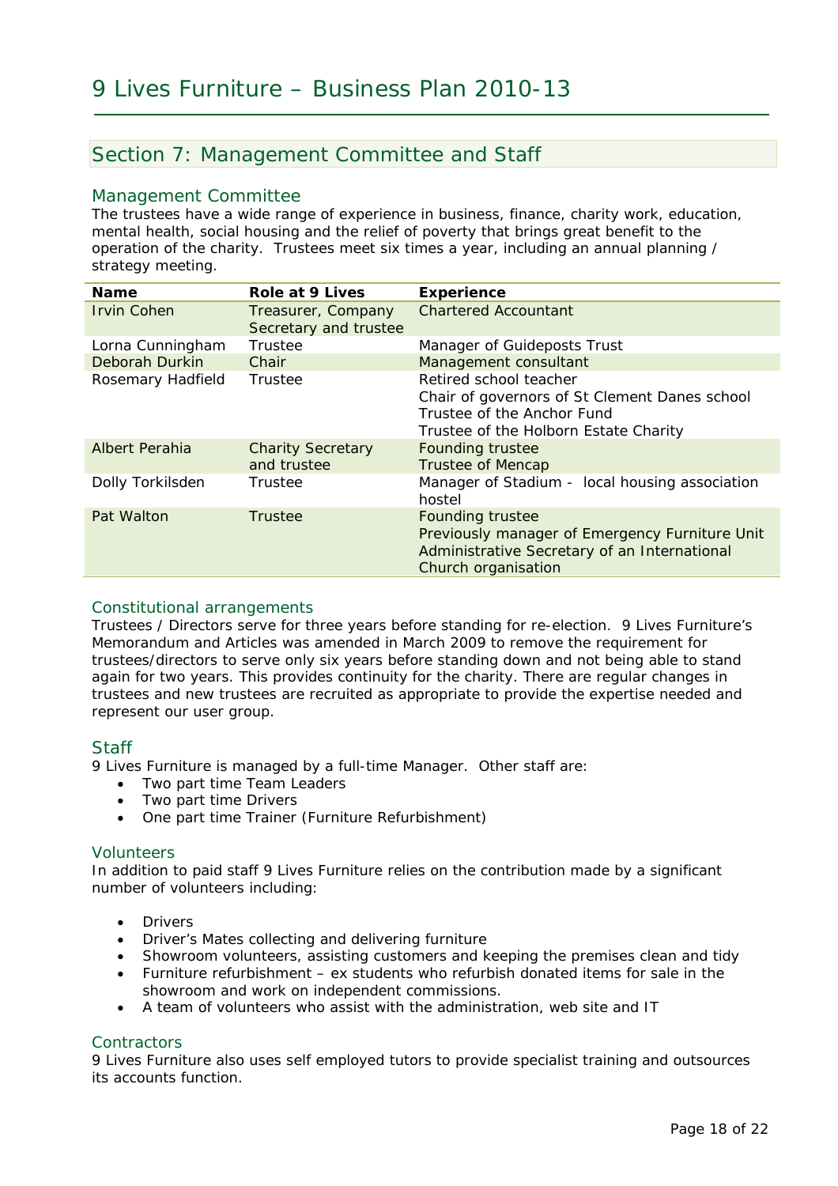## Section 7: Management Committee and Staff

### Management Committee

The trustees have a wide range of experience in business, finance, charity work, education, mental health, social housing and the relief of poverty that brings great benefit to the operation of the charity. Trustees meet six times a year, including an annual planning / strategy meeting.

| Name | Role at 9 Lives | Experience |
|---|---|---|
| Irvin Cohen | Treasurer, Company Secretary and trustee | Chartered Accountant |
| Lorna Cunningham | Trustee | Manager of Guideposts Trust |
| Deborah Durkin | Chair | Management consultant |
| Rosemary Hadfield | Trustee | Retired school teacher<br>Chair of governors of St Clement Danes school<br>Trustee of the Anchor Fund<br>Trustee of the Holborn Estate Charity |
| Albert Perahia | Charity Secretary and trustee | Founding trustee<br>Trustee of Mencap |
| Dolly Torkilsden | Trustee | Manager of Stadium - local housing association hostel |
| Pat Walton | Trustee | Founding trustee<br>Previously manager of Emergency Furniture Unit<br>Administrative Secretary of an International Church organisation |

### Constitutional arrangements

Trustees / Directors serve for three years before standing for re-election. 9 Lives Furniture's Memorandum and Articles was amended in March 2009 to remove the requirement for trustees/directors to serve only six years before standing down and not being able to stand again for two years. This provides continuity for the charity. There are regular changes in trustees and new trustees are recruited as appropriate to provide the expertise needed and represent our user group.

### Staff

9 Lives Furniture is managed by a full-time Manager. Other staff are:

- Two part time Team Leaders
- Two part time Drivers
- One part time Trainer (Furniture Refurbishment)

### Volunteers

In addition to paid staff 9 Lives Furniture relies on the contribution made by a significant number of volunteers including:

- Drivers
- Driver's Mates collecting and delivering furniture
- Showroom volunteers, assisting customers and keeping the premises clean and tidy
- Furniture refurbishment – ex students who refurbish donated items for sale in the showroom and work on independent commissions.
- A team of volunteers who assist with the administration, web site and IT

### Contractors

9 Lives Furniture also uses self employed tutors to provide specialist training and outsources its accounts function.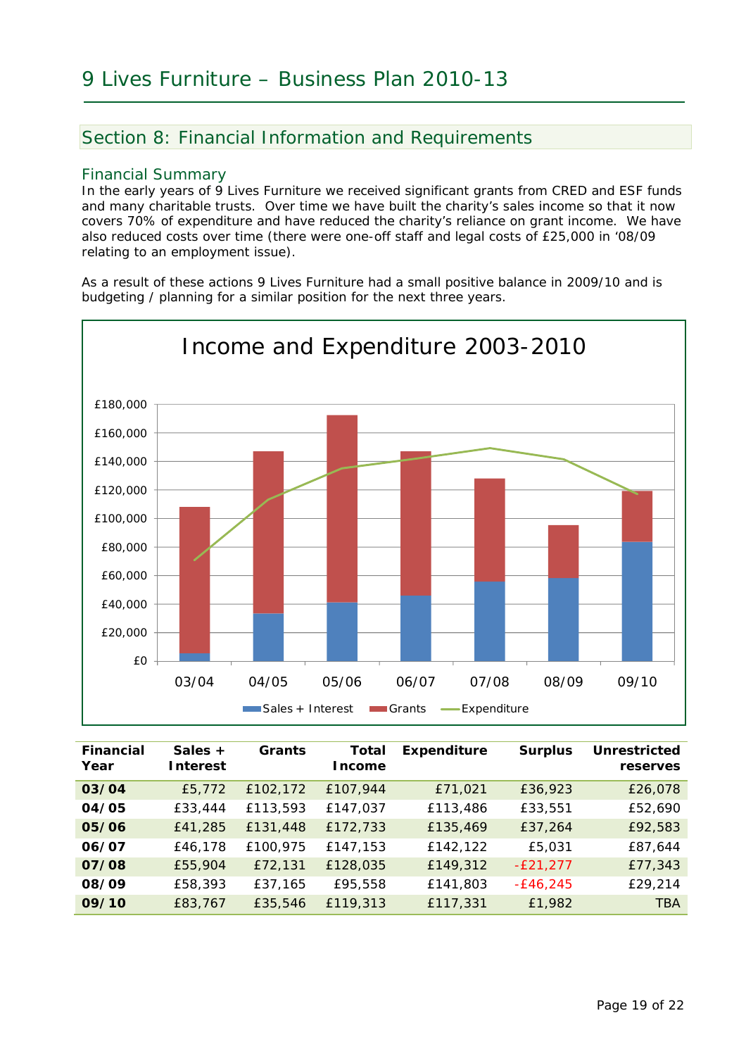## Section 8: Financial Information and Requirements

### Financial Summary

In the early years of 9 Lives Furniture we received significant grants from CRED and ESF funds and many charitable trusts. Over time we have built the charity's sales income so that it now covers 70% of expenditure and have reduced the charity's reliance on grant income. We have also reduced costs over time (there were one-off staff and legal costs of £25,000 in '08/09 relating to an employment issue).

As a result of these actions 9 Lives Furniture had a small positive balance in 2009/10 and is budgeting / planning for a similar position for the next three years.

**Income and Expenditure 2003-2010**

| Financial Year | Sales + Interest | Grants | Total Income | Expenditure | Surplus | Unrestricted reserves |
|---|---|---|---|---|---|---|
| **03/04** | £5,772 | £102,172 | £107,944 | £71,021 | £36,923 | £26,078 |
| **04/05** | £33,444 | £113,593 | £147,037 | £113,486 | £33,551 | £52,690 |
| **05/06** | £41,285 | £131,448 | £172,733 | £135,469 | £37,264 | £92,583 |
| **06/07** | £46,178 | £100,975 | £147,153 | £142,122 | £5,031 | £87,644 |
| **07/08** | £55,904 | £72,131 | £128,035 | £149,312 | -£21,277 | £77,343 |
| **08/09** | £58,393 | £37,165 | £95,558 | £141,803 | -£46,245 | £29,214 |
| **09/10** | £83,767 | £35,546 | £119,313 | £117,331 | £1,982 | TBA |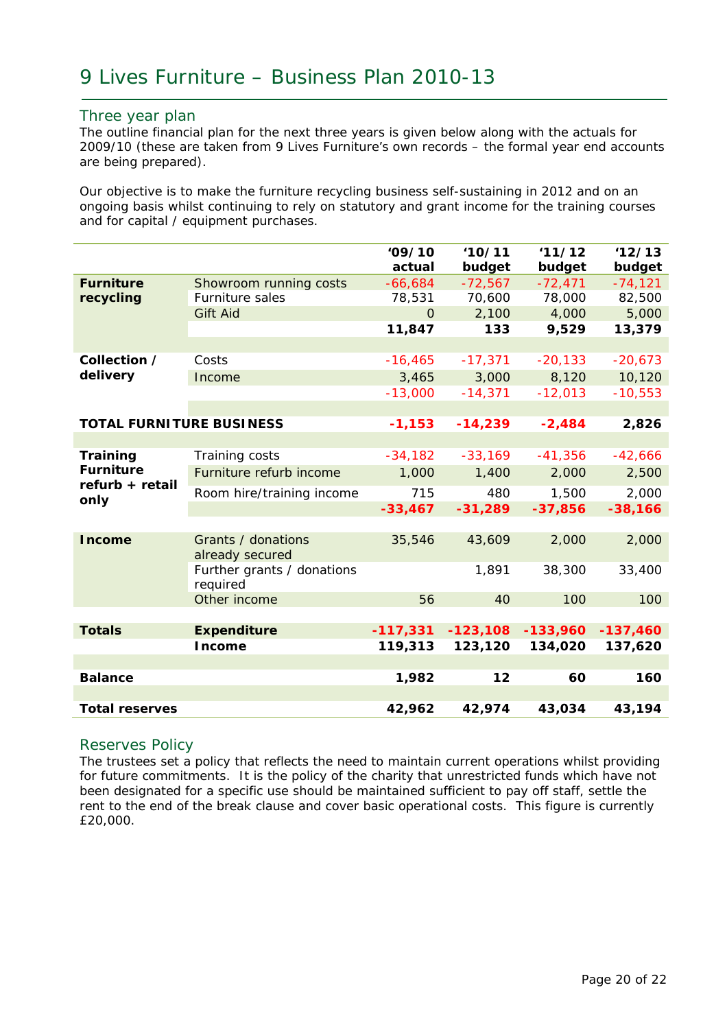# 9 Lives Furniture – Business Plan 2010-13

## Three year plan

The outline financial plan for the next three years is given below along with the actuals for 2009/10 (these are taken from 9 Lives Furniture's own records – the formal year end accounts are being prepared).

Our objective is to make the furniture recycling business self-sustaining in 2012 and on an ongoing basis whilst continuing to rely on statutory and grant income for the training courses and for capital / equipment purchases.

| | | '09/10 actual | '10/11 budget | '11/12 budget | '12/13 budget |
|---|---|---|---|---|---|
| **Furniture recycling** | Showroom running costs | -66,684 | -72,567 | -72,471 | -74,121 |
| | Furniture sales | 78,531 | 70,600 | 78,000 | 82,500 |
| | Gift Aid | 0 | 2,100 | 4,000 | 5,000 |
| | | **11,847** | **133** | **9,529** | **13,379** |
| | | | | | |
| **Collection / delivery** | Costs | -16,465 | -17,371 | -20,133 | -20,673 |
| | Income | 3,465 | 3,000 | 8,120 | 10,120 |
| | | -13,000 | -14,371 | -12,013 | -10,553 |
| | | | | | |
| **TOTAL FURNITURE BUSINESS** | | **-1,153** | **-14,239** | **-2,484** | **2,826** |
| | | | | | |
| **Training Furniture refurb + retail only** | Training costs | -34,182 | -33,169 | -41,356 | -42,666 |
| | Furniture refurb income | 1,000 | 1,400 | 2,000 | 2,500 |
| | Room hire/training income | 715 | 480 | 1,500 | 2,000 |
| | | **-33,467** | **-31,289** | **-37,856** | **-38,166** |
| | | | | | |
| **Income** | Grants / donations already secured | 35,546 | 43,609 | 2,000 | 2,000 |
| | Further grants / donations required | | 1,891 | 38,300 | 33,400 |
| | Other income | 56 | 40 | 100 | 100 |
| | | | | | |
| **Totals** | **Expenditure** | **-117,331** | **-123,108** | **-133,960** | **-137,460** |
| | **Income** | **119,313** | **123,120** | **134,020** | **137,620** |
| | | | | | |
| **Balance** | | **1,982** | **12** | **60** | **160** |
| | | | | | |
| **Total reserves** | | **42,962** | **42,974** | **43,034** | **43,194** |

## Reserves Policy

The trustees set a policy that reflects the need to maintain current operations whilst providing for future commitments. It is the policy of the charity that unrestricted funds which have not been designated for a specific use should be maintained sufficient to pay off staff, settle the rent to the end of the break clause and cover basic operational costs. This figure is currently £20,000.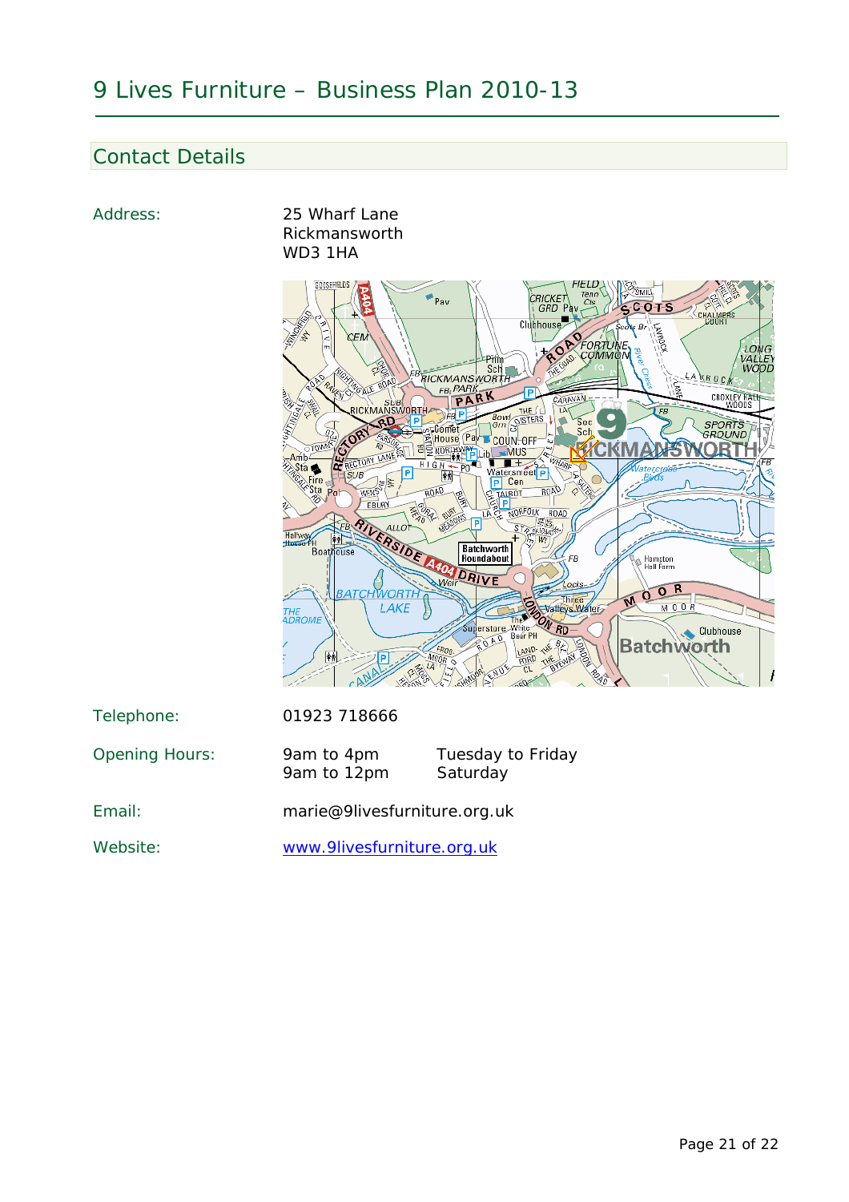## Contact Details

| | |
|---|---|
| Address: | 25 Wharf Lane<br>Rickmansworth<br>WD3 1HA |
| Telephone: | 01923 718666 |
| Opening Hours: | 9am to 4pm Tuesday to Friday<br>9am to 12pm Saturday |
| Email: | marie@9livesfurniture.org.uk |
| Website: | [www.9livesfurniture.org.uk](http://www.9livesfurniture.org.uk) |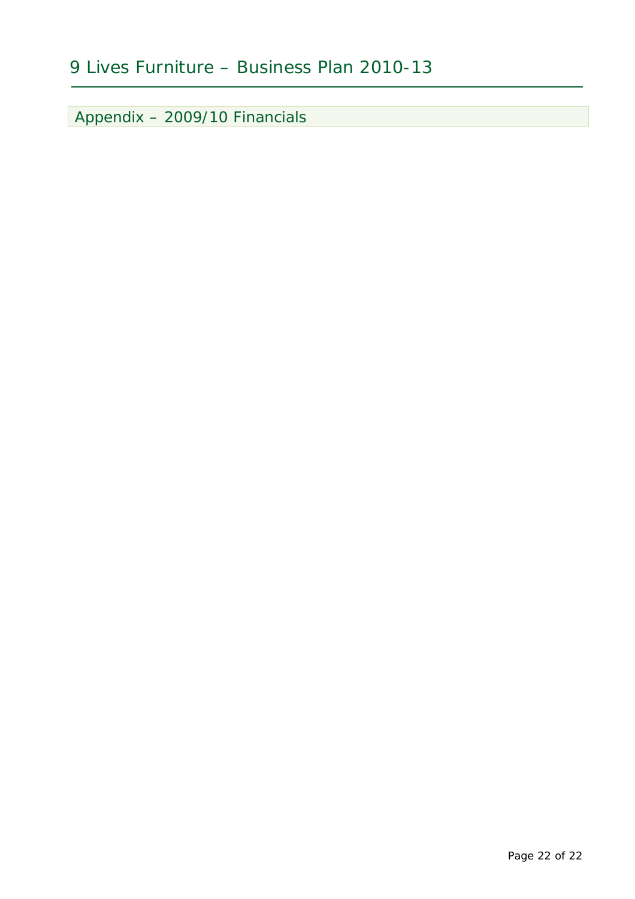## Appendix – 2009/10 Financials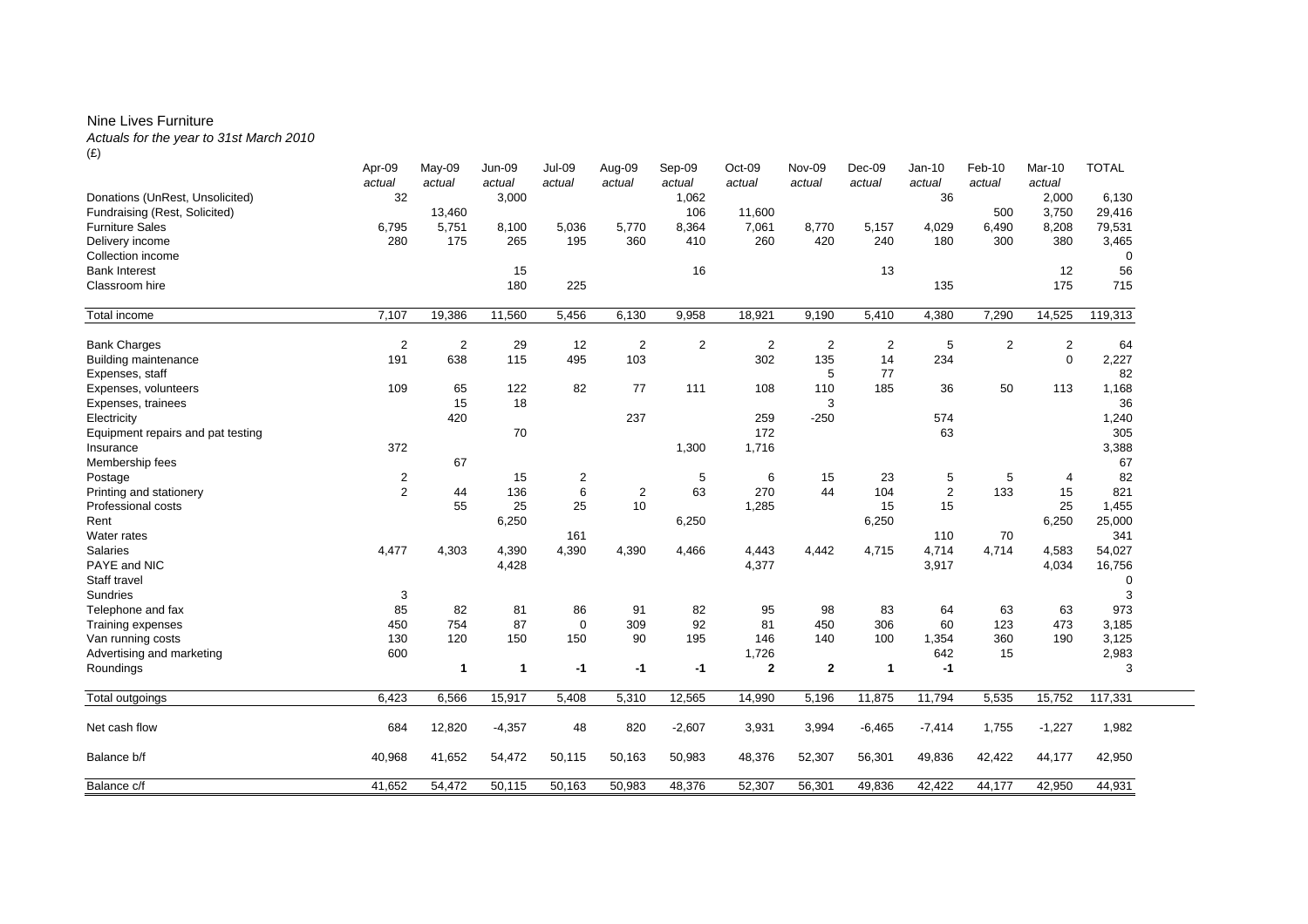Nine Lives Furniture

*Actuals for the year to 31st March 2010*

(£)

| | Apr-09 *actual* | May-09 *actual* | Jun-09 *actual* | Jul-09 *actual* | Aug-09 *actual* | Sep-09 *actual* | Oct-09 *actual* | Nov-09 *actual* | Dec-09 *actual* | Jan-10 *actual* | Feb-10 *actual* | Mar-10 *actual* | TOTAL |
|---|---|---|---|---|---|---|---|---|---|---|---|---|---|
| Donations (UnRest, Unsolicited) | 32 | | 3,000 | | | 1,062 | | | | 36 | | 2,000 | 6,130 |
| Fundraising (Rest, Solicited) | | 13,460 | | | | 106 | 11,600 | | | | 500 | 3,750 | 29,416 |
| Furniture Sales | 6,795 | 5,751 | 8,100 | 5,036 | 5,770 | 8,364 | 7,061 | 8,770 | 5,157 | 4,029 | 6,490 | 8,208 | 79,531 |
| Delivery income | 280 | 175 | 265 | 195 | 360 | 410 | 260 | 420 | 240 | 180 | 300 | 380 | 3,465 |
| Collection income | | | | | | | | | | | | | 0 |
| Bank Interest | | | 15 | | | 16 | | | 13 | | | 12 | 56 |
| Classroom hire | | | 180 | 225 | | | | | | 135 | | 175 | 715 |
| Total income | 7,107 | 19,386 | 11,560 | 5,456 | 6,130 | 9,958 | 18,921 | 9,190 | 5,410 | 4,380 | 7,290 | 14,525 | 119,313 |
| | | | | | | | | | | | | | |
| Bank Charges | 2 | 2 | 29 | 12 | 2 | 2 | 2 | 2 | 2 | 5 | 2 | 2 | 64 |
| Building maintenance | 191 | 638 | 115 | 495 | 103 | | 302 | 135 | 14 | 234 | | 0 | 2,227 |
| Expenses, staff | | | | | | | | 5 | 77 | | | | 82 |
| Expenses, volunteers | 109 | 65 | 122 | 82 | 77 | 111 | 108 | 110 | 185 | 36 | 50 | 113 | 1,168 |
| Expenses, trainees | | 15 | 18 | | | | | 3 | | | | | 36 |
| Electricity | | 420 | | | 237 | | 259 | -250 | | 574 | | | 1,240 |
| Equipment repairs and pat testing | | | 70 | | | | 172 | | | 63 | | | 305 |
| Insurance | 372 | | | | | 1,300 | 1,716 | | | | | | 3,388 |
| Membership fees | | 67 | | | | | | | | | | | 67 |
| Postage | 2 | | 15 | 2 | | 5 | 6 | 15 | 23 | 5 | 5 | 4 | 82 |
| Printing and stationery | 2 | 44 | 136 | 6 | 2 | 63 | 270 | 44 | 104 | 2 | 133 | 15 | 821 |
| Professional costs | | 55 | 25 | 25 | 10 | | 1,285 | | 15 | 15 | | 25 | 1,455 |
| Rent | | | 6,250 | | | 6,250 | | | 6,250 | | | 6,250 | 25,000 |
| Water rates | | | | 161 | | | | | | 110 | 70 | | 341 |
| Salaries | 4,477 | 4,303 | 4,390 | 4,390 | 4,390 | 4,466 | 4,443 | 4,442 | 4,715 | 4,714 | 4,714 | 4,583 | 54,027 |
| PAYE and NIC | | | 4,428 | | | | 4,377 | | | 3,917 | | 4,034 | 16,756 |
| Staff travel | | | | | | | | | | | | | 0 |
| Sundries | 3 | | | | | | | | | | | | 3 |
| Telephone and fax | 85 | 82 | 81 | 86 | 91 | 82 | 95 | 98 | 83 | 64 | 63 | 63 | 973 |
| Training expenses | 450 | 754 | 87 | 0 | 309 | 92 | 81 | 450 | 306 | 60 | 123 | 473 | 3,185 |
| Van running costs | 130 | 120 | 150 | 150 | 90 | 195 | 146 | 140 | 100 | 1,354 | 360 | 190 | 3,125 |
| Advertising and marketing | 600 | | | | | | 1,726 | | | 642 | 15 | | 2,983 |
| Roundings | | **1** | **1** | **-1** | **-1** | **-1** | **2** | **2** | **1** | **-1** | | | 3 |
| Total outgoings | 6,423 | 6,566 | 15,917 | 5,408 | 5,310 | 12,565 | 14,990 | 5,196 | 11,875 | 11,794 | 5,535 | 15,752 | 117,331 |
| | | | | | | | | | | | | | |
| Net cash flow | 684 | 12,820 | -4,357 | 48 | 820 | -2,607 | 3,931 | 3,994 | -6,465 | -7,414 | 1,755 | -1,227 | 1,982 |
| | | | | | | | | | | | | | |
| Balance b/f | 40,968 | 41,652 | 54,472 | 50,115 | 50,163 | 50,983 | 48,376 | 52,307 | 56,301 | 49,836 | 42,422 | 44,177 | 42,950 |
| | | | | | | | | | | | | | |
| Balance c/f | 41,652 | 54,472 | 50,115 | 50,163 | 50,983 | 48,376 | 52,307 | 56,301 | 49,836 | 42,422 | 44,177 | 42,950 | 44,931 |